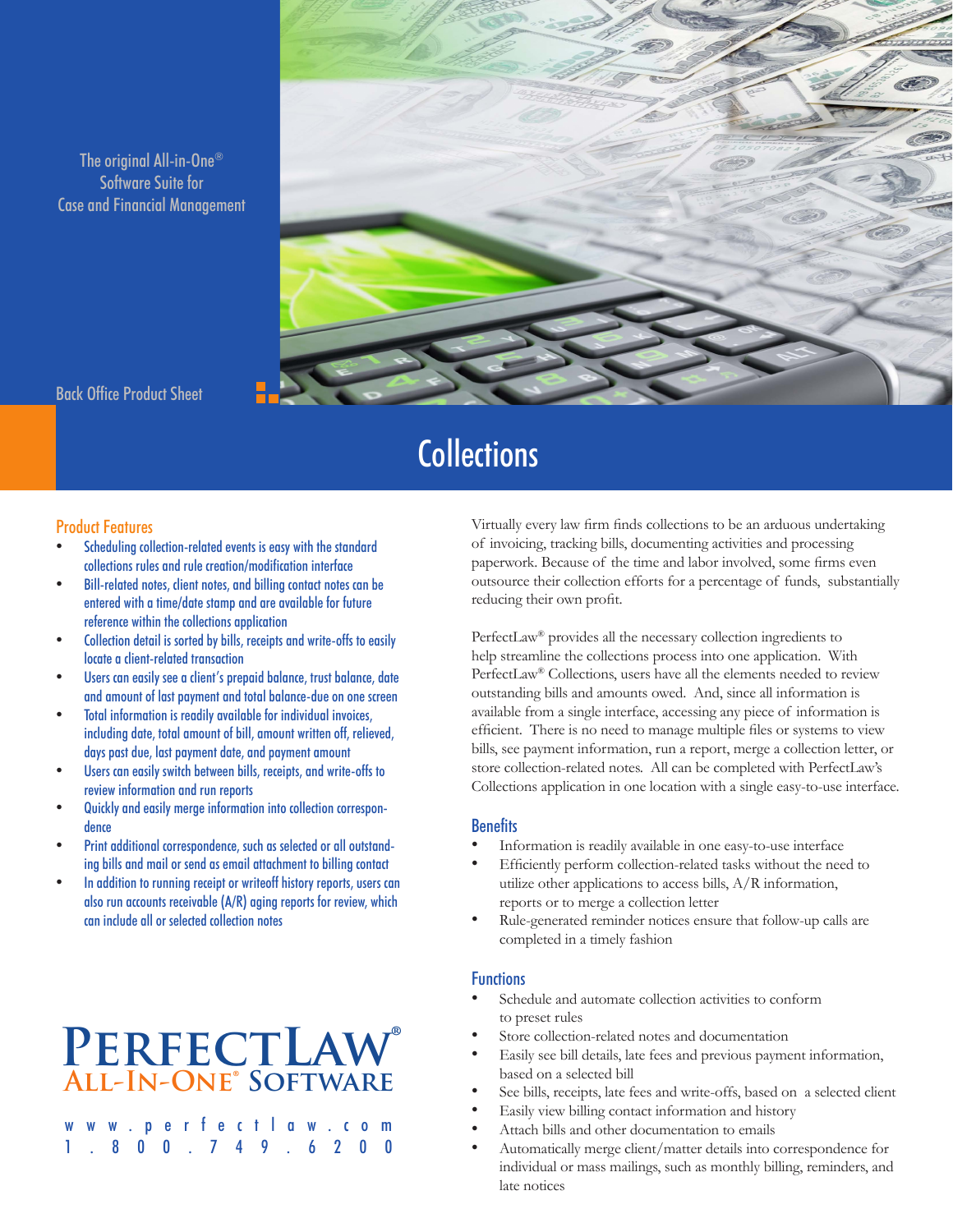The original All-in-One® Software Suite for Case and Financial Management

Back Office Product Sheet

# Collections

## Product Features

- Scheduling collection-related events is easy with the standard collections rules and rule creation/modification interface
- Bill-related notes, client notes, and billing contact notes can be entered with a time/date stamp and are available for future reference within the collections application
- Collection detail is sorted by bills, receipts and write-offs to easily locate a client-related transaction
- Users can easily see a client's prepaid balance, trust balance, date and amount of last payment and total balance-due on one screen
- Total information is readily available for individual invoices, including date, total amount of bill, amount written off, relieved, days past due, last payment date, and payment amount
- Users can easily switch between bills, receipts, and write-offs to review information and run reports
- Quickly and easily merge information into collection correspondence
- Print additional correspondence, such as selected or all outstanding bills and mail or send as email attachment to billing contact
- In addition to running receipt or writeoff history reports, users can also run accounts receivable (A/R) aging reports for review, which can include all or selected collection notes

Virtually every law firm finds collections to be an arduous undertaking of invoicing, tracking bills, documenting activities and processing paperwork. Because of the time and labor involved, some firms even outsource their collection efforts for a percentage of funds, substantially reducing their own profit.

PerfectLaw® provides all the necessary collection ingredients to help streamline the collections process into one application. With PerfectLaw® Collections, users have all the elements needed to review outstanding bills and amounts owed. And, since all information is available from a single interface, accessing any piece of information is efficient. There is no need to manage multiple files or systems to view bills, see payment information, run a report, merge a collection letter, or store collection-related notes. All can be completed with PerfectLaw's Collections application in one location with a single easy-to-use interface.

## Benefits

- Information is readily available in one easy-to-use interface
- Efficiently perform collection-related tasks without the need to utilize other applications to access bills, A/R information, reports or to merge a collection letter
- Rule-generated reminder notices ensure that follow-up calls are completed in a timely fashion

## Functions

- Schedule and automate collection activities to conform to preset rules
- Store collection-related notes and documentation
- Easily see bill details, late fees and previous payment information, based on a selected bill
- See bills, receipts, late fees and write-offs, based on a selected client
- Easily view billing contact information and history
- Attach bills and other documentation to emails
- Automatically merge client/matter details into correspondence for individual or mass mailings, such as monthly billing, reminders, and late notices

PERFECTLAW®
ALL-IN-ONE® SOFTWARE

www.perfectlaw.com
1.800.749.6200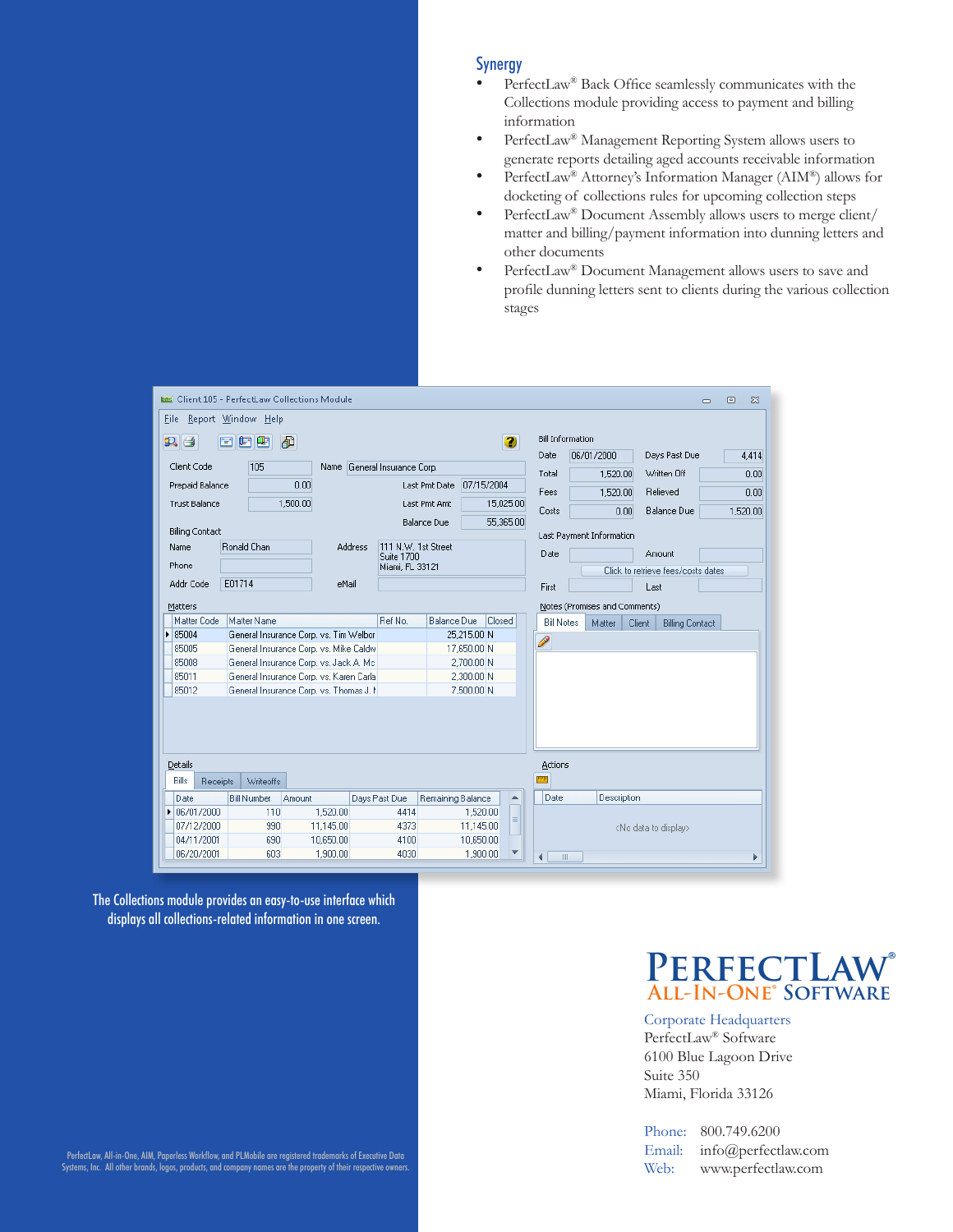## Synergy

- PerfectLaw® Back Office seamlessly communicates with the Collections module providing access to payment and billing information
- PerfectLaw® Management Reporting System allows users to generate reports detailing aged accounts receivable information
- PerfectLaw® Attorney's Information Manager (AIM®) allows for docketing of collections rules for upcoming collection steps
- PerfectLaw® Document Assembly allows users to merge client/matter and billing/payment information into dunning letters and other documents
- PerfectLaw® Document Management allows users to save and profile dunning letters sent to clients during the various collection stages

The Collections module provides an easy-to-use interface which displays all collections-related information in one screen.

**PERFECTLAW® ALL-IN-ONE® SOFTWARE**

Corporate Headquarters
PerfectLaw® Software
6100 Blue Lagoon Drive
Suite 350
Miami, Florida 33126

Phone: 800.749.6200
Email: info@perfectlaw.com
Web: www.perfectlaw.com

PerfectLaw, All-in-One, AIM, Paperless Workflow, and PLMobile are registered trademarks of Executive Data Systems, Inc. All other brands, logos, products, and company names are the property of their respective owners.